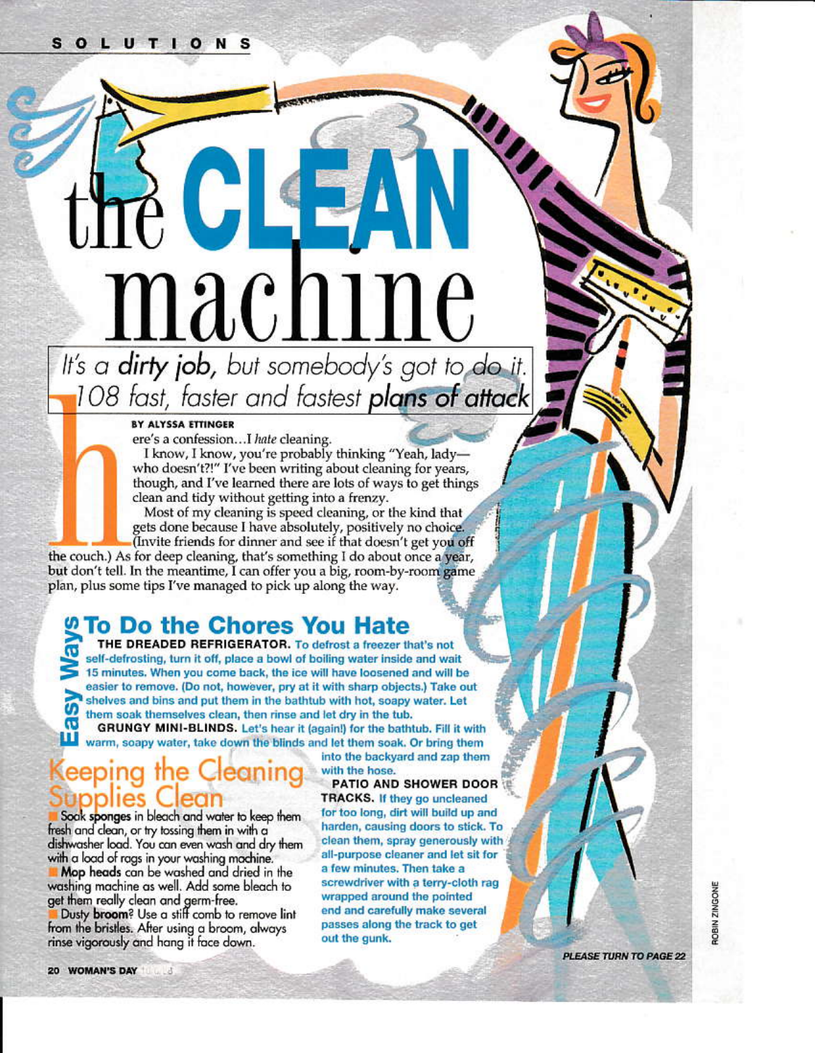SOLUTIONS

# the CLEAN machine

*It's a **dirty job**, but somebody's got to do it. 108 fast, faster and fastest **plans of attack***

**BY ALYSSA ETTINGER**

Here's a confession…I *hate* cleaning.

I know, I know, you're probably thinking "Yeah, lady—who doesn't?!" I've been writing about cleaning for years, though, and I've learned there are lots of ways to get things clean and tidy without getting into a frenzy.

Most of my cleaning is speed cleaning, or the kind that gets done because I have absolutely, positively no choice. (Invite friends for dinner and see if that doesn't get you off the couch.) As for deep cleaning, that's something I do about once a year, but don't tell. In the meantime, I can offer you a big, room-by-room game plan, plus some tips I've managed to pick up along the way.

## Easy Ways To Do the Chores You Hate

**THE DREADED REFRIGERATOR.** To defrost a freezer that's not self-defrosting, turn it off, place a bowl of boiling water inside and wait 15 minutes. When you come back, the ice will have loosened and will be easier to remove. (Do not, however, pry at it with sharp objects.) Take out shelves and bins and put them in the bathtub with hot, soapy water. Let them soak themselves clean, then rinse and let dry in the tub.

**GRUNGY MINI-BLINDS.** Let's hear it (again!) for the bathtub. Fill it with warm, soapy water, take down the blinds and let them soak. Or bring them into the backyard and zap them with the hose.

**PATIO AND SHOWER DOOR TRACKS.** If they go uncleaned for too long, dirt will build up and harden, causing doors to stick. To clean them, spray generously with all-purpose cleaner and let sit for a few minutes. Then take a screwdriver with a terry-cloth rag wrapped around the pointed end and carefully make several passes along the track to get out the gunk.

## Keeping the Cleaning Supplies Clean

- Soak **sponges** in bleach and water to keep them fresh and clean, or try tossing them in with a dishwasher load. You can even wash and dry them with a load of rags in your washing machine.
- **Mop heads** can be washed and dried in the washing machine as well. Add some bleach to get them really clean and germ-free.
- Dusty **broom**? Use a stiff comb to remove lint from the bristles. After using a broom, always rinse vigorously and hang it face down.

*PLEASE TURN TO PAGE 22*

ROBIN ZINGONE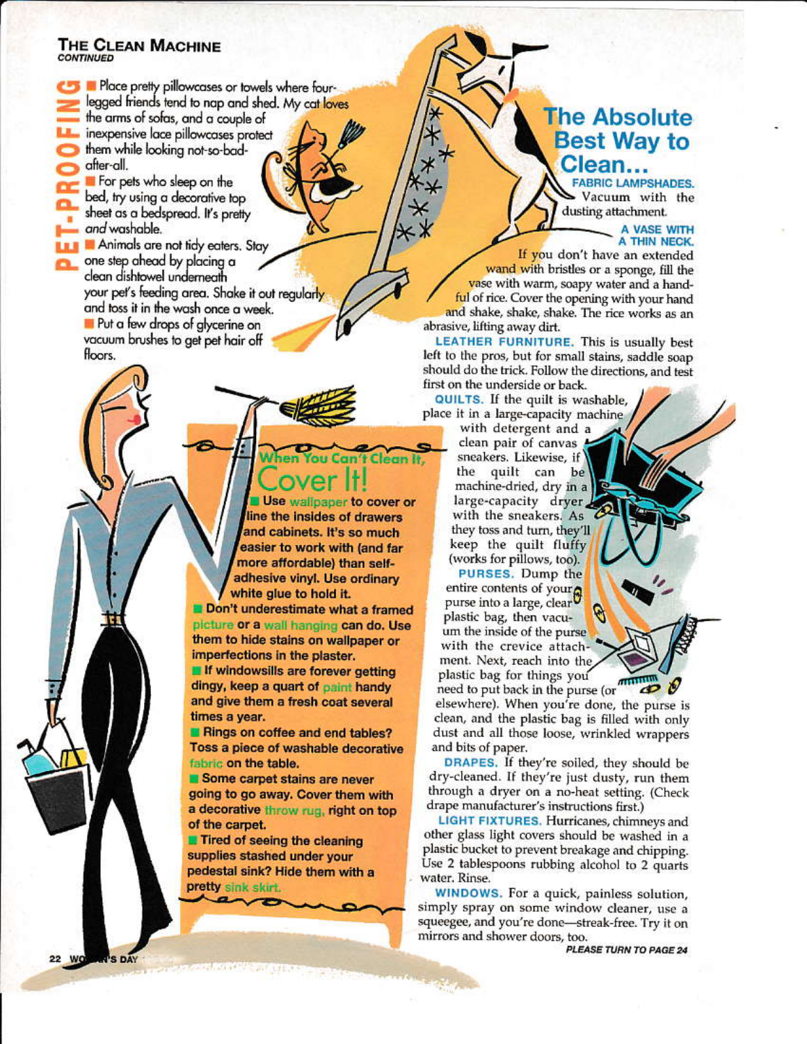## THE CLEAN MACHINE
*CONTINUED*

### PET-PROOFING

- Place pretty pillowcases or towels where four-legged friends tend to nap and shed. My cat loves the arms of sofas, and a couple of inexpensive lace pillowcases protect them while looking not-so-bad-after-all.
- For pets who sleep on the bed, try using a decorative top sheet as a bedspread. It's pretty *and* washable.
- Animals are not tidy eaters. Stay one step ahead by placing a clean dishtowel underneath your pet's feeding area. Shake it out regularly and toss it in the wash once a week.
- Put a few drops of glycerine on vacuum brushes to get pet hair off floors.

## When You Can't Clean It, Cover It!

- **Use wallpaper to cover or line the insides of drawers and cabinets. It's so much easier to work with (and far more affordable) than self-adhesive vinyl. Use ordinary white glue to hold it.**
- **Don't underestimate what a framed picture or a wall hanging can do. Use them to hide stains on wallpaper or imperfections in the plaster.**
- **If windowsills are forever getting dingy, keep a quart of paint handy and give them a fresh coat several times a year.**
- **Rings on coffee and end tables? Toss a piece of washable decorative fabric on the table.**
- **Some carpet stains are never going to go away. Cover them with a decorative throw rug, right on top of the carpet.**
- **Tired of seeing the cleaning supplies stashed under your pedestal sink? Hide them with a pretty sink skirt.**

## The Absolute Best Way to Clean...

**FABRIC LAMPSHADES.** Vacuum with the dusting attachment.

**A VASE WITH A THIN NECK.** If you don't have an extended wand with bristles or a sponge, fill the vase with warm, soapy water and a handful of rice. Cover the opening with your hand and shake, shake, shake. The rice works as an abrasive, lifting away dirt.

**LEATHER FURNITURE.** This is usually best left to the pros, but for small stains, saddle soap should do the trick. Follow the directions, and test first on the underside or back.

**QUILTS.** If the quilt is washable, place it in a large-capacity machine with detergent and a clean pair of canvas sneakers. Likewise, if the quilt can be machine-dried, dry in a large-capacity dryer with the sneakers. As they toss and turn, they'll keep the quilt fluffy (works for pillows, too).

**PURSES.** Dump the entire contents of your purse into a large, clear plastic bag, then vacuum the inside of the purse with the crevice attachment. Next, reach into the plastic bag for things you need to put back in the purse (or elsewhere). When you're done, the purse is clean, and the plastic bag is filled with only dust and all those loose, wrinkled wrappers and bits of paper.

**DRAPES.** If they're soiled, they should be dry-cleaned. If they're just dusty, run them through a dryer on a no-heat setting. (Check drape manufacturer's instructions first.)

**LIGHT FIXTURES.** Hurricanes, chimneys and other glass light covers should be washed in a plastic bucket to prevent breakage and chipping. Use 2 tablespoons rubbing alcohol to 2 quarts water. Rinse.

**WINDOWS.** For a quick, painless solution, simply spray on some window cleaner, use a squeegee, and you're done—streak-free. Try it on mirrors and shower doors, too.

*PLEASE TURN TO PAGE 24*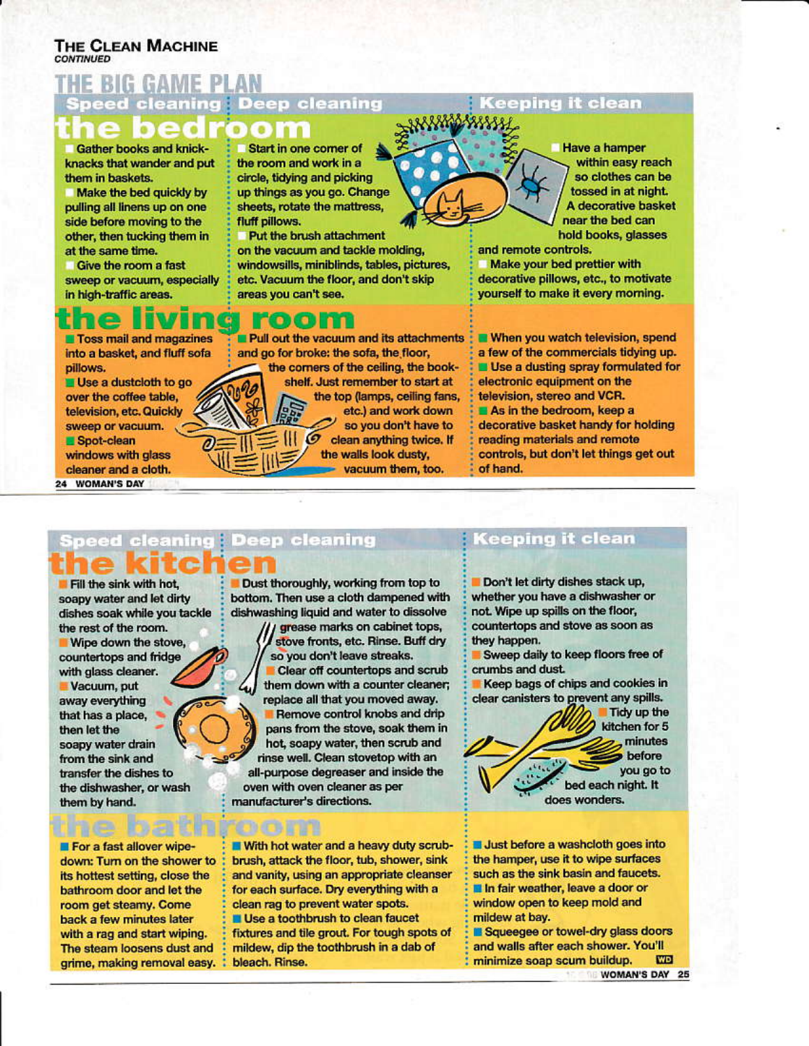**THE CLEAN MACHINE**
*CONTINUED*

# THE BIG GAME PLAN

## the bedroom

### Speed cleaning

- Gather books and knickknacks that wander and put them in baskets.
- Make the bed quickly by pulling all linens up on one side before moving to the other, then tucking them in at the same time.
- Give the room a fast sweep or vacuum, especially in high-traffic areas.

### Deep cleaning

- Start in one corner of the room and work in a circle, tidying and picking up things as you go. Change sheets, rotate the mattress, fluff pillows.
- Put the brush attachment on the vacuum and tackle molding, windowsills, miniblinds, tables, pictures, etc. Vacuum the floor, and don't skip areas you can't see.

### Keeping it clean

- Have a hamper within easy reach so clothes can be tossed in at night. A decorative basket near the bed can hold books, glasses and remote controls.
- Make your bed prettier with decorative pillows, etc., to motivate yourself to make it every morning.

## the living room

### Speed cleaning

- Toss mail and magazines into a basket, and fluff sofa pillows.
- Use a dustcloth to go over the coffee table, television, etc. Quickly sweep or vacuum.
- Spot-clean windows with glass cleaner and a cloth.

### Deep cleaning

- Pull out the vacuum and its attachments and go for broke: the sofa, the floor, the corners of the ceiling, the bookshelf. Just remember to start at the top (lamps, ceiling fans, etc.) and work down so you don't have to clean anything twice. If the walls look dusty, vacuum them, too.

### Keeping it clean

- When you watch television, spend a few of the commercials tidying up.
- Use a dusting spray formulated for electronic equipment on the television, stereo and VCR.
- As in the bedroom, keep a decorative basket handy for holding reading materials and remote controls, but don't let things get out of hand.

## the kitchen

### Speed cleaning

- Fill the sink with hot, soapy water and let dirty dishes soak while you tackle the rest of the room.
- Wipe down the stove, countertops and fridge with glass cleaner.
- Vacuum, put away everything that has a place, then let the soapy water drain from the sink and transfer the dishes to the dishwasher, or wash them by hand.

### Deep cleaning

- Dust thoroughly, working from top to bottom. Then use a cloth dampened with dishwashing liquid and water to dissolve grease marks on cabinet tops, stove fronts, etc. Rinse. Buff dry so you don't leave streaks.
- Clear off countertops and scrub them down with a counter cleaner; replace all that you moved away.
- Remove control knobs and drip pans from the stove, soak them in hot, soapy water, then scrub and rinse well. Clean stovetop with an all-purpose degreaser and inside the oven with oven cleaner as per manufacturer's directions.

### Keeping it clean

- Don't let dirty dishes stack up, whether you have a dishwasher or not. Wipe up spills on the floor, countertops and stove as soon as they happen.
- Sweep daily to keep floors free of crumbs and dust.
- Keep bags of chips and cookies in clear canisters to prevent any spills.
- Tidy up the kitchen for 5 minutes before you go to bed each night. It does wonders.

## the bathroom

### Speed cleaning

- For a fast allover wipe-down: Turn on the shower to its hottest setting, close the bathroom door and let the room get steamy. Come back a few minutes later with a rag and start wiping. The steam loosens dust and grime, making removal easy.

### Deep cleaning

- With hot water and a heavy duty scrub-brush, attack the floor, tub, shower, sink and vanity, using an appropriate cleanser for each surface. Dry everything with a clean rag to prevent water spots.
- Use a toothbrush to clean faucet fixtures and tile grout. For tough spots of mildew, dip the toothbrush in a dab of bleach. Rinse.

### Keeping it clean

- Just before a washcloth goes into the hamper, use it to wipe surfaces such as the sink basin and faucets.
- In fair weather, leave a door or window open to keep mold and mildew at bay.
- Squeegee or towel-dry glass doors and walls after each shower. You'll minimize soap scum buildup.